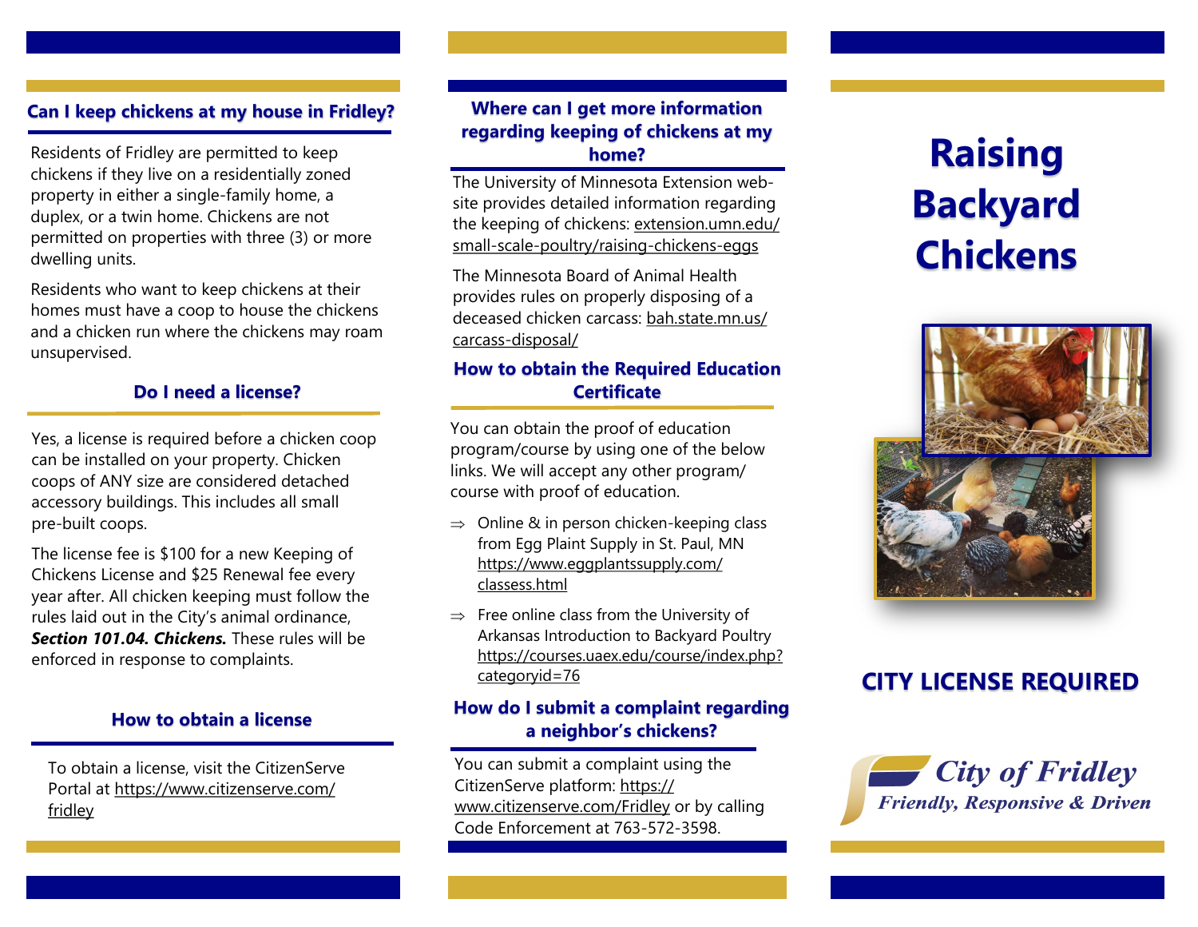## Can I keep chickens at my house in Fridley?

Residents of Fridley are permitted to keep chickens if they live on a residentially zoned property in either a single-family home, a duplex, or a twin home. Chickens are not permitted on properties with three (3) or more dwelling units.

Residents who want to keep chickens at their homes must have a coop to house the chickens and a chicken run where the chickens may roam unsupervised.

## Do I need a license?

Yes, a license is required before a chicken coop can be installed on your property. Chicken coops of ANY size are considered detached accessory buildings. This includes all small pre-built coops.

The license fee is $100 for a new Keeping of Chickens License and $25 Renewal fee every year after. All chicken keeping must follow the rules laid out in the City's animal ordinance, ***Section 101.04. Chickens.*** These rules will be enforced in response to complaints.

## How to obtain a license

To obtain a license, visit the CitizenServe Portal at https://www.citizenserve.com/fridley

## Where can I get more information regarding keeping of chickens at my home?

The University of Minnesota Extension website provides detailed information regarding the keeping of chickens: extension.umn.edu/small-scale-poultry/raising-chickens-eggs

The Minnesota Board of Animal Health provides rules on properly disposing of a deceased chicken carcass: bah.state.mn.us/carcass-disposal/

## How to obtain the Required Education Certificate

You can obtain the proof of education program/course by using one of the below links. We will accept any other program/course with proof of education.

- ⇒ Online & in person chicken-keeping class from Egg Plaint Supply in St. Paul, MN https://www.eggplantssupply.com/classess.html
- ⇒ Free online class from the University of Arkansas Introduction to Backyard Poultry https://courses.uaex.edu/course/index.php?categoryid=76

## How do I submit a complaint regarding a neighbor's chickens?

You can submit a complaint using the CitizenServe platform: https://www.citizenserve.com/Fridley or by calling Code Enforcement at 763-572-3598.

# Raising Backyard Chickens

## CITY LICENSE REQUIRED

City of Fridley
Friendly, Responsive & Driven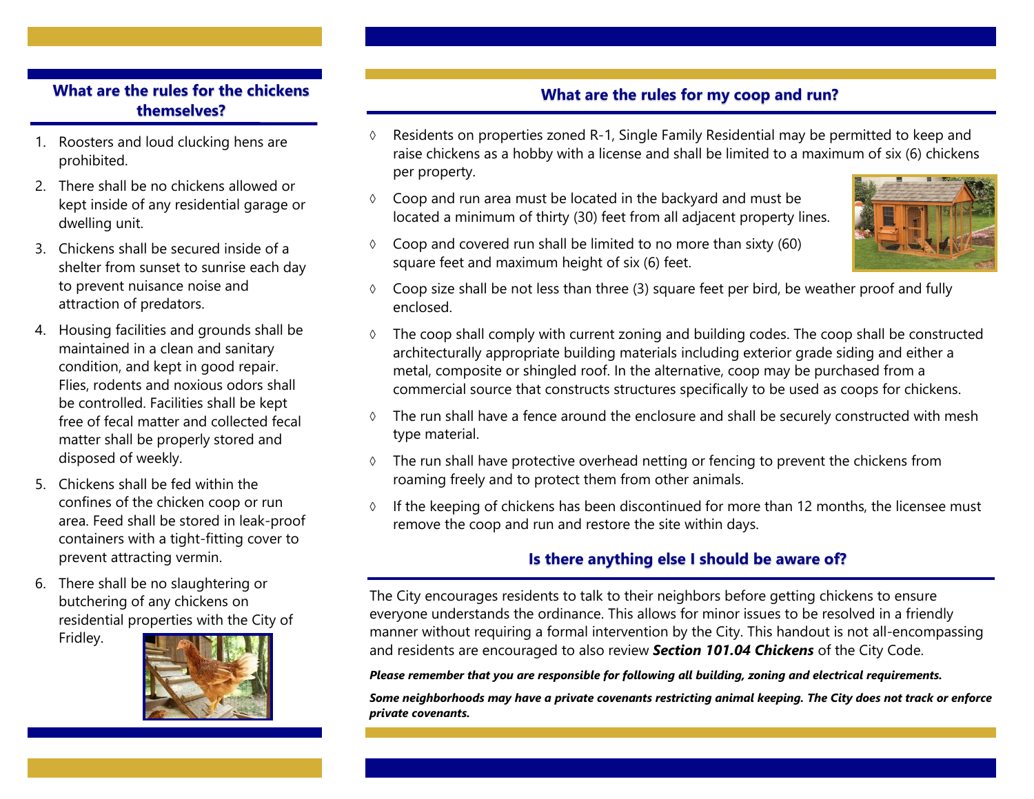## What are the rules for the chickens themselves?

1. Roosters and loud clucking hens are prohibited.
2. There shall be no chickens allowed or kept inside of any residential garage or dwelling unit.
3. Chickens shall be secured inside of a shelter from sunset to sunrise each day to prevent nuisance noise and attraction of predators.
4. Housing facilities and grounds shall be maintained in a clean and sanitary condition, and kept in good repair. Flies, rodents and noxious odors shall be controlled. Facilities shall be kept free of fecal matter and collected fecal matter shall be properly stored and disposed of weekly.
5. Chickens shall be fed within the confines of the chicken coop or run area. Feed shall be stored in leak-proof containers with a tight-fitting cover to prevent attracting vermin.
6. There shall be no slaughtering or butchering of any chickens on residential properties with the City of Fridley.

## What are the rules for my coop and run?

- Residents on properties zoned R-1, Single Family Residential may be permitted to keep and raise chickens as a hobby with a license and shall be limited to a maximum of six (6) chickens per property.
- Coop and run area must be located in the backyard and must be located a minimum of thirty (30) feet from all adjacent property lines.
- Coop and covered run shall be limited to no more than sixty (60) square feet and maximum height of six (6) feet.
- Coop size shall be not less than three (3) square feet per bird, be weather proof and fully enclosed.
- The coop shall comply with current zoning and building codes. The coop shall be constructed architecturally appropriate building materials including exterior grade siding and either a metal, composite or shingled roof. In the alternative, coop may be purchased from a commercial source that constructs structures specifically to be used as coops for chickens.
- The run shall have a fence around the enclosure and shall be securely constructed with mesh type material.
- The run shall have protective overhead netting or fencing to prevent the chickens from roaming freely and to protect them from other animals.
- If the keeping of chickens has been discontinued for more than 12 months, the licensee must remove the coop and run and restore the site within days.

## Is there anything else I should be aware of?

The City encourages residents to talk to their neighbors before getting chickens to ensure everyone understands the ordinance. This allows for minor issues to be resolved in a friendly manner without requiring a formal intervention by the City. This handout is not all-encompassing and residents are encouraged to also review ***Section 101.04 Chickens*** of the City Code.

***Please remember that you are responsible for following all building, zoning and electrical requirements.***

***Some neighborhoods may have a private covenants restricting animal keeping. The City does not track or enforce private covenants.***